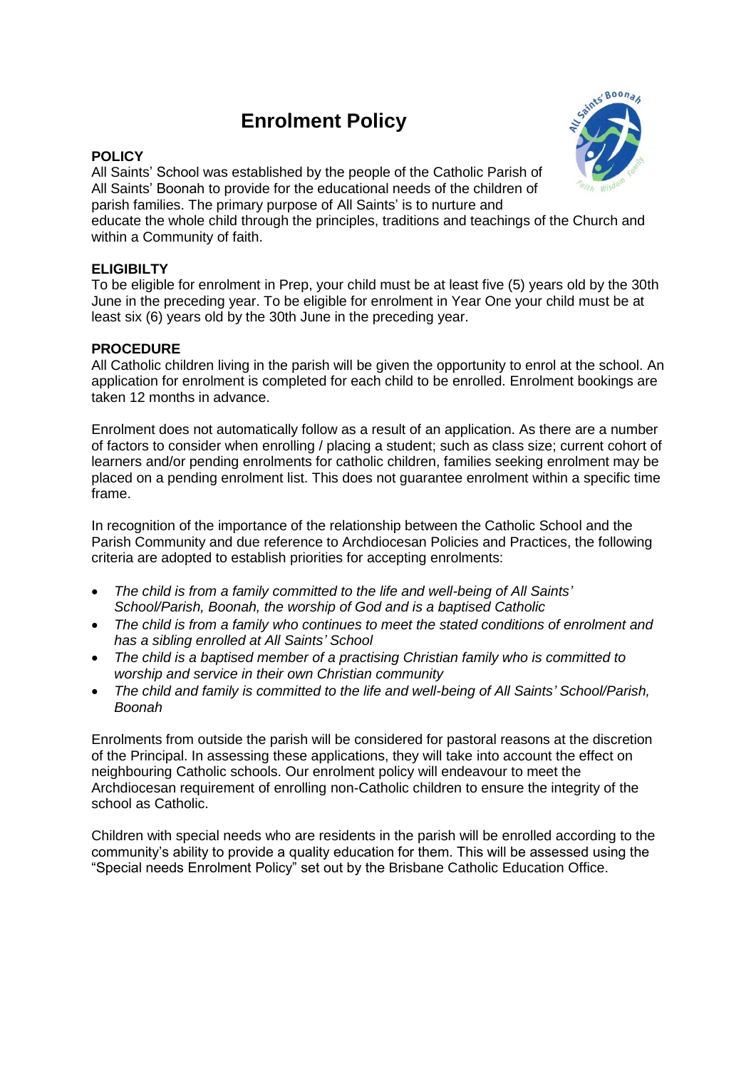# Enrolment Policy

**POLICY**

All Saints' School was established by the people of the Catholic Parish of All Saints' Boonah to provide for the educational needs of the children of parish families. The primary purpose of All Saints' is to nurture and educate the whole child through the principles, traditions and teachings of the Church and within a Community of faith.

**ELIGIBILTY**

To be eligible for enrolment in Prep, your child must be at least five (5) years old by the 30th June in the preceding year. To be eligible for enrolment in Year One your child must be at least six (6) years old by the 30th June in the preceding year.

**PROCEDURE**

All Catholic children living in the parish will be given the opportunity to enrol at the school. An application for enrolment is completed for each child to be enrolled. Enrolment bookings are taken 12 months in advance.

Enrolment does not automatically follow as a result of an application. As there are a number of factors to consider when enrolling / placing a student; such as class size; current cohort of learners and/or pending enrolments for catholic children, families seeking enrolment may be placed on a pending enrolment list. This does not guarantee enrolment within a specific time frame.

In recognition of the importance of the relationship between the Catholic School and the Parish Community and due reference to Archdiocesan Policies and Practices, the following criteria are adopted to establish priorities for accepting enrolments:

- *The child is from a family committed to the life and well-being of All Saints' School/Parish, Boonah, the worship of God and is a baptised Catholic*
- *The child is from a family who continues to meet the stated conditions of enrolment and has a sibling enrolled at All Saints' School*
- *The child is a baptised member of a practising Christian family who is committed to worship and service in their own Christian community*
- *The child and family is committed to the life and well-being of All Saints' School/Parish, Boonah*

Enrolments from outside the parish will be considered for pastoral reasons at the discretion of the Principal. In assessing these applications, they will take into account the effect on neighbouring Catholic schools. Our enrolment policy will endeavour to meet the Archdiocesan requirement of enrolling non-Catholic children to ensure the integrity of the school as Catholic.

Children with special needs who are residents in the parish will be enrolled according to the community's ability to provide a quality education for them. This will be assessed using the "Special needs Enrolment Policy" set out by the Brisbane Catholic Education Office.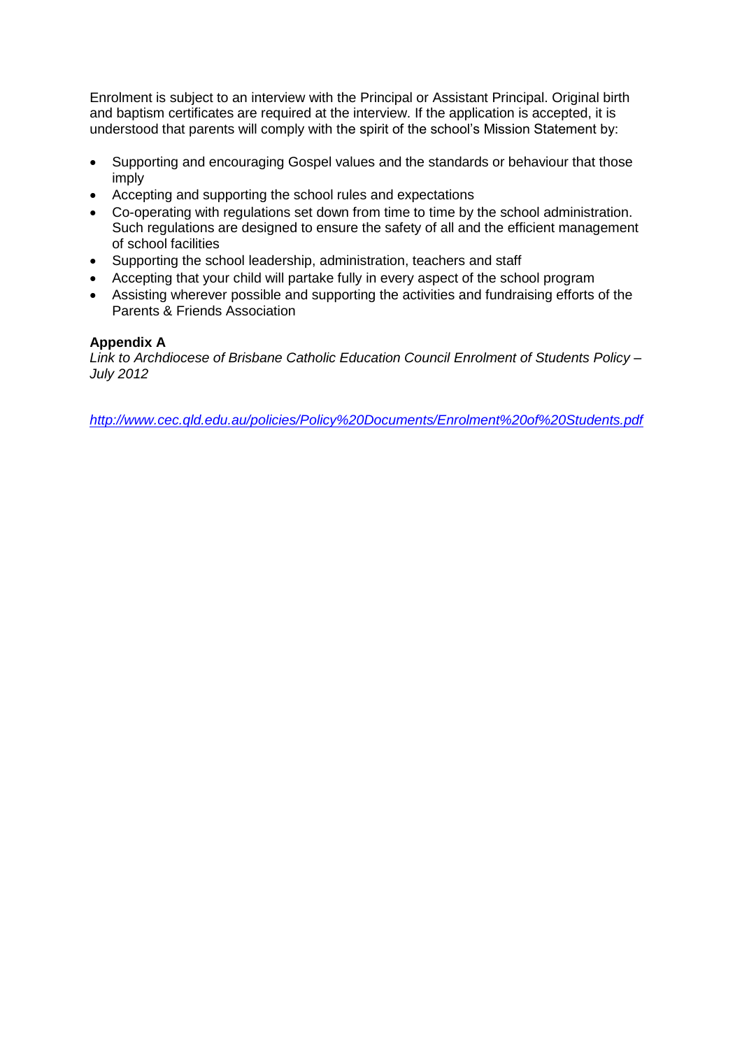Enrolment is subject to an interview with the Principal or Assistant Principal. Original birth and baptism certificates are required at the interview. If the application is accepted, it is understood that parents will comply with the spirit of the school's Mission Statement by:

- Supporting and encouraging Gospel values and the standards or behaviour that those imply
- Accepting and supporting the school rules and expectations
- Co-operating with regulations set down from time to time by the school administration. Such regulations are designed to ensure the safety of all and the efficient management of school facilities
- Supporting the school leadership, administration, teachers and staff
- Accepting that your child will partake fully in every aspect of the school program
- Assisting wherever possible and supporting the activities and fundraising efforts of the Parents & Friends Association

**Appendix A**

*Link to Archdiocese of Brisbane Catholic Education Council Enrolment of Students Policy – July 2012*

*http://www.cec.qld.edu.au/policies/Policy%20Documents/Enrolment%20of%20Students.pdf*